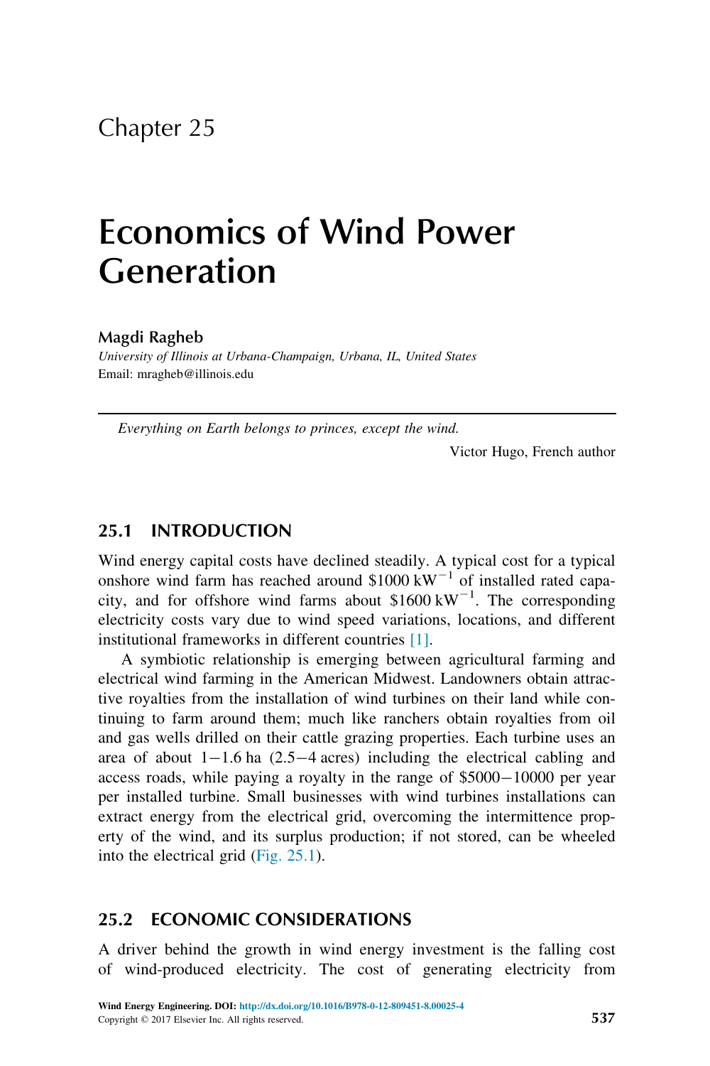Chapter 25

# Economics of Wind Power Generation

**Magdi Ragheb**

*University of Illinois at Urbana-Champaign, Urbana, IL, United States*
Email: mragheb@illinois.edu

*Everything on Earth belongs to princes, except the wind.*

Victor Hugo, French author

## 25.1 INTRODUCTION

Wind energy capital costs have declined steadily. A typical cost for a typical onshore wind farm has reached around \$1000 $kW^{-1}$ of installed rated capacity, and for offshore wind farms about \$1600 $kW^{-1}$. The corresponding electricity costs vary due to wind speed variations, locations, and different institutional frameworks in different countries [1].

A symbiotic relationship is emerging between agricultural farming and electrical wind farming in the American Midwest. Landowners obtain attractive royalties from the installation of wind turbines on their land while continuing to farm around them; much like ranchers obtain royalties from oil and gas wells drilled on their cattle grazing properties. Each turbine uses an area of about 1−1.6 ha (2.5−4 acres) including the electrical cabling and access roads, while paying a royalty in the range of \$5000−10000 per year per installed turbine. Small businesses with wind turbines installations can extract energy from the electrical grid, overcoming the intermittence property of the wind, and its surplus production; if not stored, can be wheeled into the electrical grid (Fig. 25.1).

## 25.2 ECONOMIC CONSIDERATIONS

A driver behind the growth in wind energy investment is the falling cost of wind-produced electricity. The cost of generating electricity from

Wind Energy Engineering. DOI: http://dx.doi.org/10.1016/B978-0-12-809451-8.00025-4
Copyright © 2017 Elsevier Inc. All rights reserved.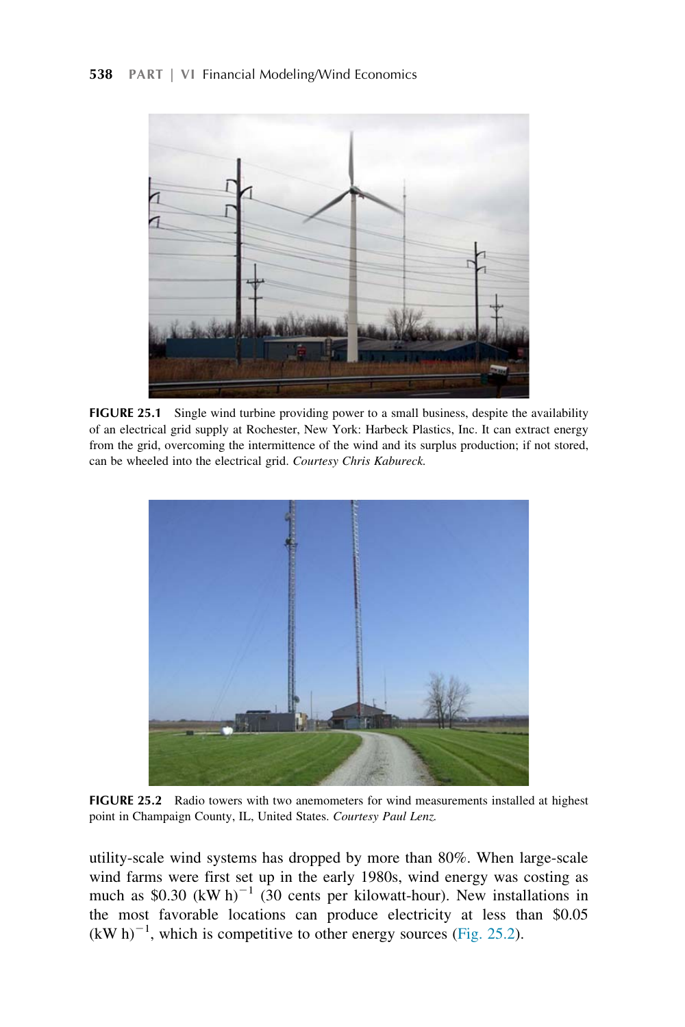**FIGURE 25.1** Single wind turbine providing power to a small business, despite the availability of an electrical grid supply at Rochester, New York: Harbeck Plastics, Inc. It can extract energy from the grid, overcoming the intermittence of the wind and its surplus production; if not stored, can be wheeled into the electrical grid. *Courtesy Chris Kabureck.*

**FIGURE 25.2** Radio towers with two anemometers for wind measurements installed at highest point in Champaign County, IL, United States. *Courtesy Paul Lenz.*

utility-scale wind systems has dropped by more than 80%. When large-scale wind farms were first set up in the early 1980s, wind energy was costing as much as \$0.30 $(\text{kW h})^{-1}$ (30 cents per kilowatt-hour). New installations in the most favorable locations can produce electricity at less than \$0.05 $(\text{kW h})^{-1}$, which is competitive to other energy sources (Fig. 25.2).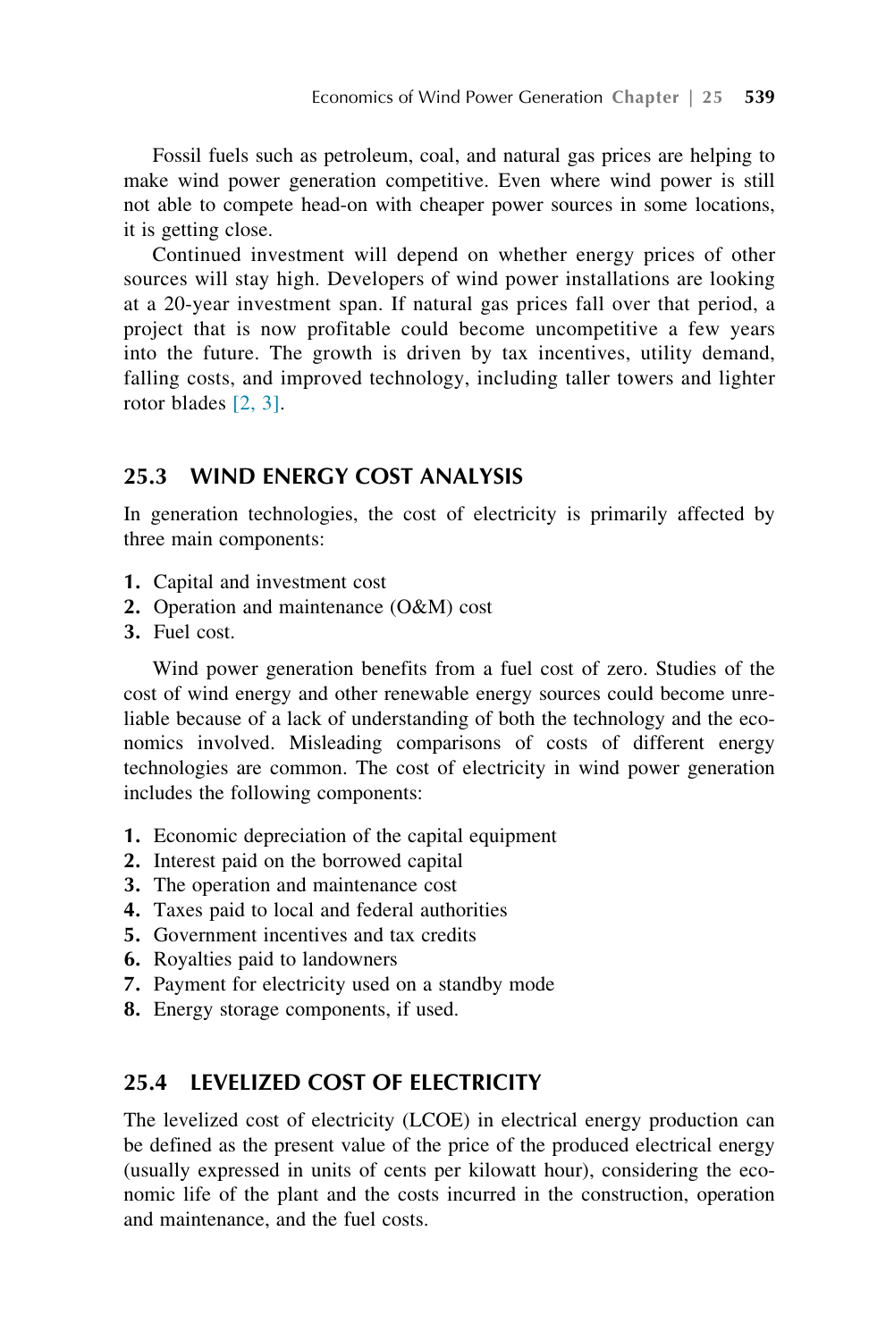Fossil fuels such as petroleum, coal, and natural gas prices are helping to make wind power generation competitive. Even where wind power is still not able to compete head-on with cheaper power sources in some locations, it is getting close.

Continued investment will depend on whether energy prices of other sources will stay high. Developers of wind power installations are looking at a 20-year investment span. If natural gas prices fall over that period, a project that is now profitable could become uncompetitive a few years into the future. The growth is driven by tax incentives, utility demand, falling costs, and improved technology, including taller towers and lighter rotor blades [2, 3].

## 25.3 WIND ENERGY COST ANALYSIS

In generation technologies, the cost of electricity is primarily affected by three main components:

1. Capital and investment cost
2. Operation and maintenance (O&M) cost
3. Fuel cost.

Wind power generation benefits from a fuel cost of zero. Studies of the cost of wind energy and other renewable energy sources could become unreliable because of a lack of understanding of both the technology and the economics involved. Misleading comparisons of costs of different energy technologies are common. The cost of electricity in wind power generation includes the following components:

1. Economic depreciation of the capital equipment
2. Interest paid on the borrowed capital
3. The operation and maintenance cost
4. Taxes paid to local and federal authorities
5. Government incentives and tax credits
6. Royalties paid to landowners
7. Payment for electricity used on a standby mode
8. Energy storage components, if used.

## 25.4 LEVELIZED COST OF ELECTRICITY

The levelized cost of electricity (LCOE) in electrical energy production can be defined as the present value of the price of the produced electrical energy (usually expressed in units of cents per kilowatt hour), considering the economic life of the plant and the costs incurred in the construction, operation and maintenance, and the fuel costs.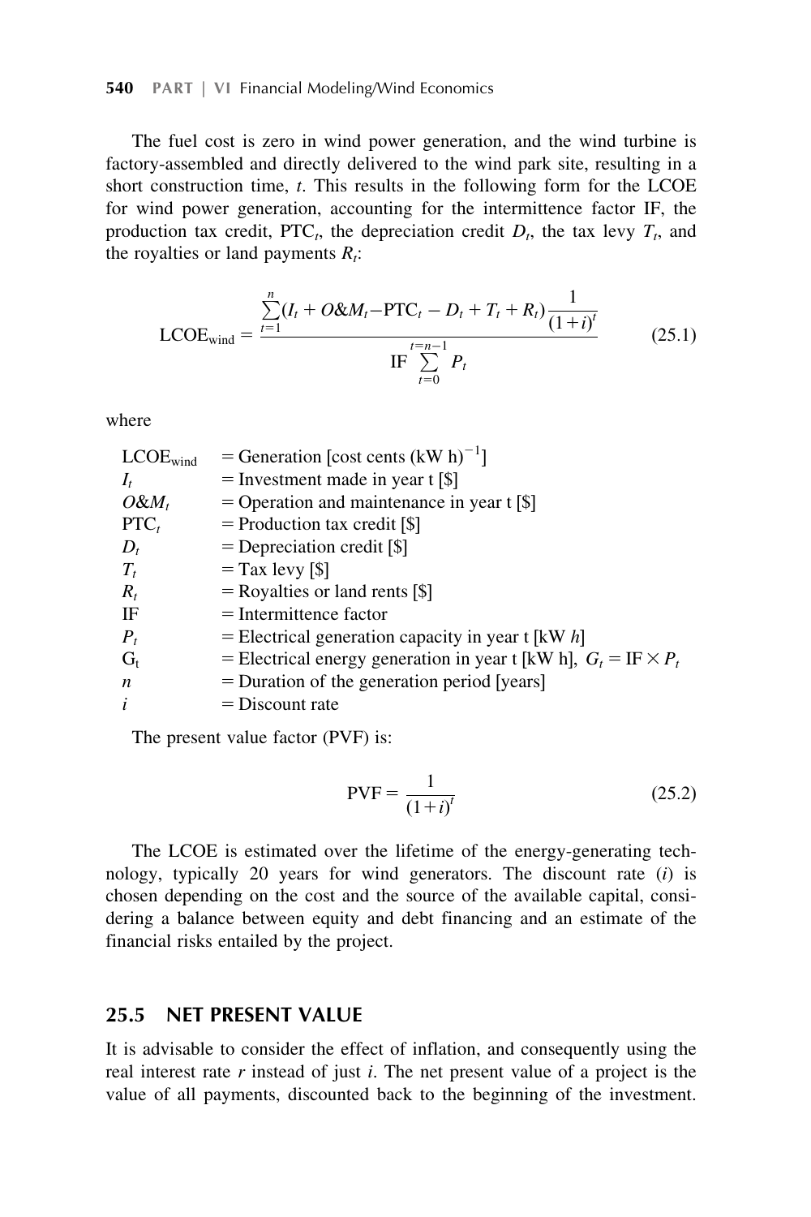The fuel cost is zero in wind power generation, and the wind turbine is factory-assembled and directly delivered to the wind park site, resulting in a short construction time, $t$. This results in the following form for the LCOE for wind power generation, accounting for the intermittence factor IF, the production tax credit, $\text{PTC}_t$, the depreciation credit $D_t$, the tax levy $T_t$, and the royalties or land payments $R_t$:

$$\text{LCOE}_{\text{wind}} = \frac{\sum_{t=1}^{n} (I_t + O\&M_t - \text{PTC}_t - D_t + T_t + R_t) \frac{1}{(1+i)^t}}{\text{IF} \sum_{t=0}^{t=n-1} P_t} \tag{25.1}$$

where

| | |
|---|---|
| $\text{LCOE}_{\text{wind}}$ | = Generation [cost cents $(\text{kW h})^{-1}$] |
| $I_t$ | = Investment made in year t [$] |
| $O\&M_t$ | = Operation and maintenance in year t [$] |
| $\text{PTC}_t$ | = Production tax credit [$] |
| $D_t$ | = Depreciation credit [$] |
| $T_t$ | = Tax levy [$] |
| $R_t$ | = Royalties or land rents [$] |
| IF | = Intermittence factor |
| $P_t$ | = Electrical generation capacity in year t [kW $h$] |
| $G_t$ | = Electrical energy generation in year t [kW h], $G_t = \text{IF} \times P_t$ |
| $n$ | = Duration of the generation period [years] |
| $i$ | = Discount rate |

The present value factor (PVF) is:

$$\text{PVF} = \frac{1}{(1+i)^t} \tag{25.2}$$

The LCOE is estimated over the lifetime of the energy-generating technology, typically 20 years for wind generators. The discount rate ($i$) is chosen depending on the cost and the source of the available capital, considering a balance between equity and debt financing and an estimate of the financial risks entailed by the project.

## 25.5 NET PRESENT VALUE

It is advisable to consider the effect of inflation, and consequently using the real interest rate $r$ instead of just $i$. The net present value of a project is the value of all payments, discounted back to the beginning of the investment.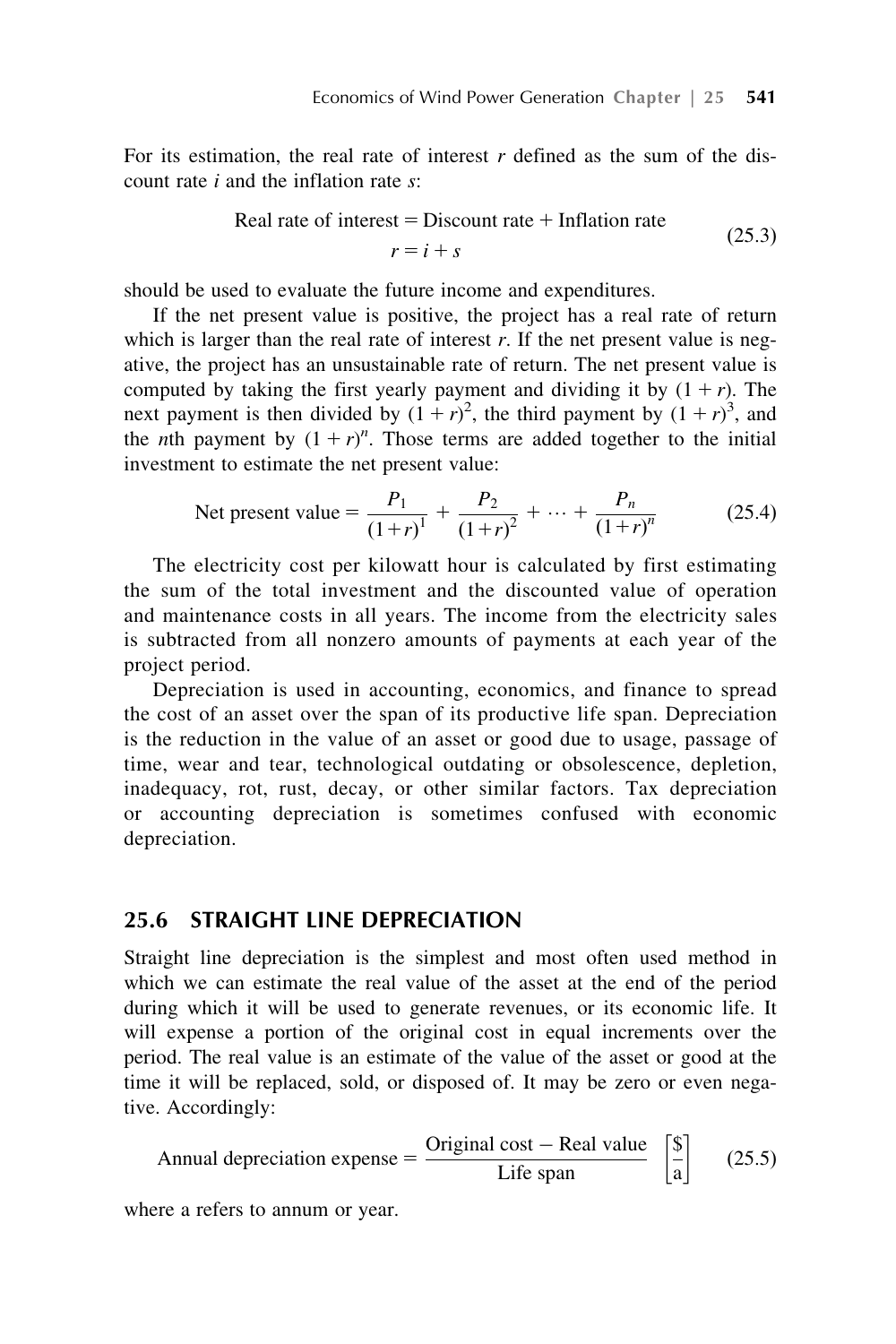For its estimation, the real rate of interest $r$ defined as the sum of the discount rate $i$ and the inflation rate $s$:

$$\text{Real rate of interest} = \text{Discount rate} + \text{Inflation rate}$$
$$r = i + s \tag{25.3}$$

should be used to evaluate the future income and expenditures.

If the net present value is positive, the project has a real rate of return which is larger than the real rate of interest $r$. If the net present value is negative, the project has an unsustainable rate of return. The net present value is computed by taking the first yearly payment and dividing it by $(1 + r)$. The next payment is then divided by $(1 + r)^2$, the third payment by $(1 + r)^3$, and the $n$th payment by $(1 + r)^n$. Those terms are added together to the initial investment to estimate the net present value:

$$\text{Net present value} = \frac{P_1}{(1+r)^1} + \frac{P_2}{(1+r)^2} + \cdots + \frac{P_n}{(1+r)^n} \tag{25.4}$$

The electricity cost per kilowatt hour is calculated by first estimating the sum of the total investment and the discounted value of operation and maintenance costs in all years. The income from the electricity sales is subtracted from all nonzero amounts of payments at each year of the project period.

Depreciation is used in accounting, economics, and finance to spread the cost of an asset over the span of its productive life span. Depreciation is the reduction in the value of an asset or good due to usage, passage of time, wear and tear, technological outdating or obsolescence, depletion, inadequacy, rot, rust, decay, or other similar factors. Tax depreciation or accounting depreciation is sometimes confused with economic depreciation.

## 25.6 STRAIGHT LINE DEPRECIATION

Straight line depreciation is the simplest and most often used method in which we can estimate the real value of the asset at the end of the period during which it will be used to generate revenues, or its economic life. It will expense a portion of the original cost in equal increments over the period. The real value is an estimate of the value of the asset or good at the time it will be replaced, sold, or disposed of. It may be zero or even negative. Accordingly:

$$\text{Annual depreciation expense} = \frac{\text{Original cost} - \text{Real value}}{\text{Life span}} \quad \left[\frac{\$}{\text{a}}\right] \tag{25.5}$$

where a refers to annum or year.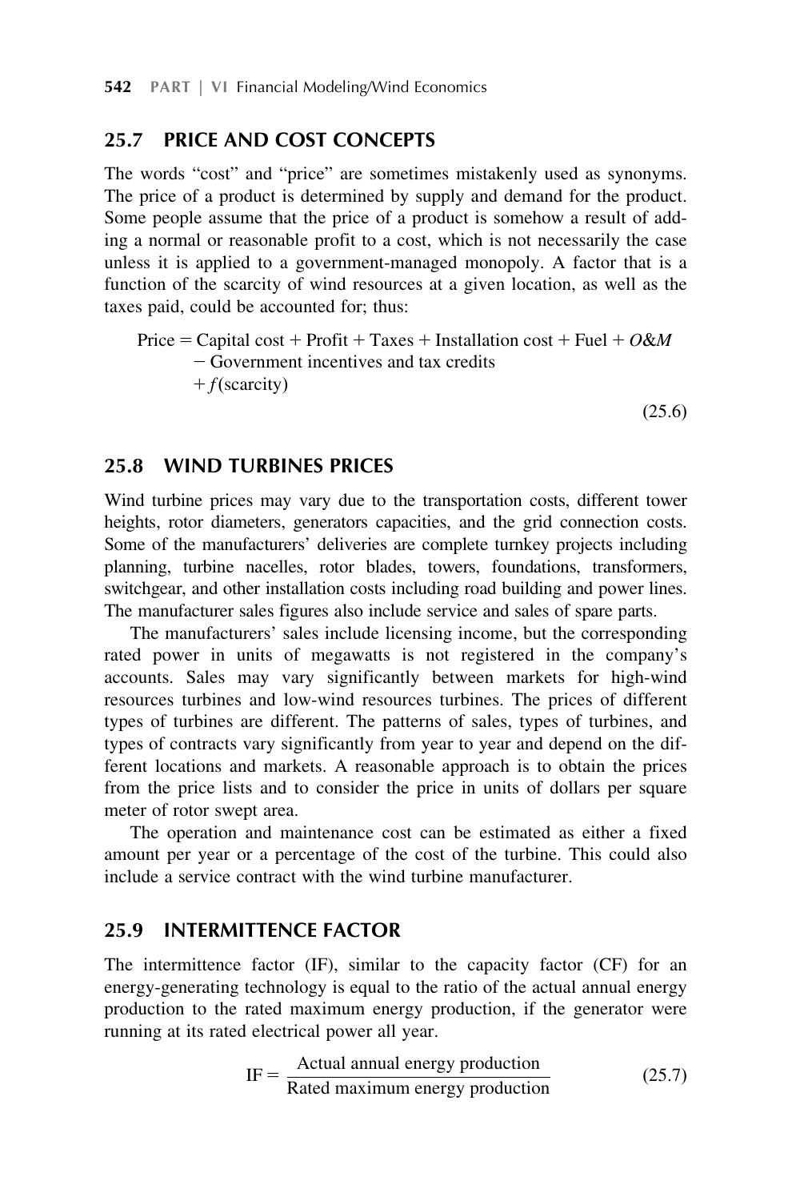## 25.7 PRICE AND COST CONCEPTS

The words "cost" and "price" are sometimes mistakenly used as synonyms. The price of a product is determined by supply and demand for the product. Some people assume that the price of a product is somehow a result of adding a normal or reasonable profit to a cost, which is not necessarily the case unless it is applied to a government-managed monopoly. A factor that is a function of the scarcity of wind resources at a given location, as well as the taxes paid, could be accounted for; thus:

$$\begin{aligned}\text{Price} = {} & \text{Capital cost} + \text{Profit} + \text{Taxes} + \text{Installation cost} + \text{Fuel} + O\&M \\ & - \text{Government incentives and tax credits} \\ & + f(\text{scarcity})\end{aligned} \tag{25.6}$$

## 25.8 WIND TURBINES PRICES

Wind turbine prices may vary due to the transportation costs, different tower heights, rotor diameters, generators capacities, and the grid connection costs. Some of the manufacturers' deliveries are complete turnkey projects including planning, turbine nacelles, rotor blades, towers, foundations, transformers, switchgear, and other installation costs including road building and power lines. The manufacturer sales figures also include service and sales of spare parts.

The manufacturers' sales include licensing income, but the corresponding rated power in units of megawatts is not registered in the company's accounts. Sales may vary significantly between markets for high-wind resources turbines and low-wind resources turbines. The prices of different types of turbines are different. The patterns of sales, types of turbines, and types of contracts vary significantly from year to year and depend on the different locations and markets. A reasonable approach is to obtain the prices from the price lists and to consider the price in units of dollars per square meter of rotor swept area.

The operation and maintenance cost can be estimated as either a fixed amount per year or a percentage of the cost of the turbine. This could also include a service contract with the wind turbine manufacturer.

## 25.9 INTERMITTENCE FACTOR

The intermittence factor (IF), similar to the capacity factor (CF) for an energy-generating technology is equal to the ratio of the actual annual energy production to the rated maximum energy production, if the generator were running at its rated electrical power all year.

$$\text{IF} = \frac{\text{Actual annual energy production}}{\text{Rated maximum energy production}} \tag{25.7}$$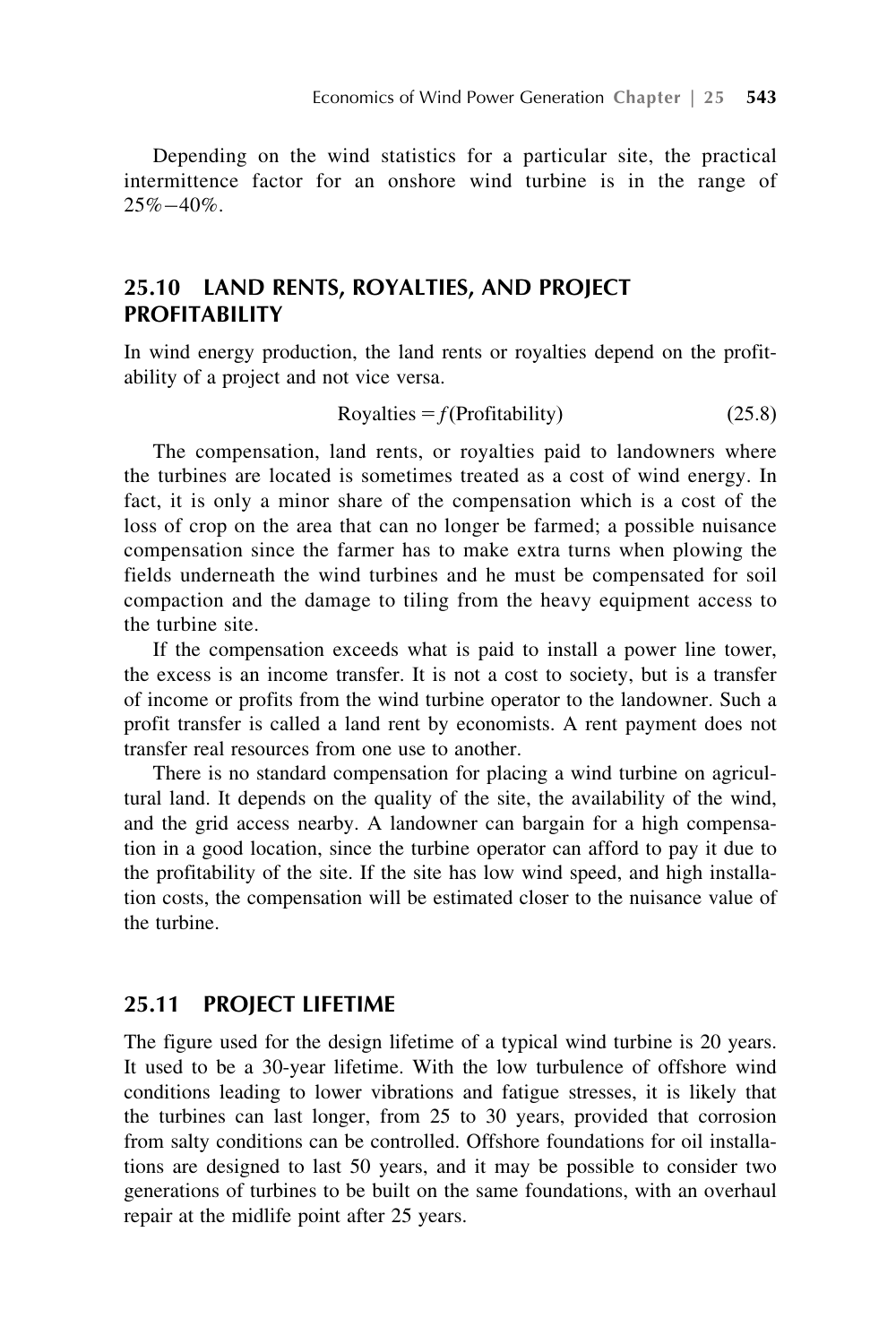Depending on the wind statistics for a particular site, the practical intermittence factor for an onshore wind turbine is in the range of 25%−40%.

## 25.10 LAND RENTS, ROYALTIES, AND PROJECT PROFITABILITY

In wind energy production, the land rents or royalties depend on the profitability of a project and not vice versa.

$$\text{Royalties} = f(\text{Profitability}) \tag{25.8}$$

The compensation, land rents, or royalties paid to landowners where the turbines are located is sometimes treated as a cost of wind energy. In fact, it is only a minor share of the compensation which is a cost of the loss of crop on the area that can no longer be farmed; a possible nuisance compensation since the farmer has to make extra turns when plowing the fields underneath the wind turbines and he must be compensated for soil compaction and the damage to tiling from the heavy equipment access to the turbine site.

If the compensation exceeds what is paid to install a power line tower, the excess is an income transfer. It is not a cost to society, but is a transfer of income or profits from the wind turbine operator to the landowner. Such a profit transfer is called a land rent by economists. A rent payment does not transfer real resources from one use to another.

There is no standard compensation for placing a wind turbine on agricultural land. It depends on the quality of the site, the availability of the wind, and the grid access nearby. A landowner can bargain for a high compensation in a good location, since the turbine operator can afford to pay it due to the profitability of the site. If the site has low wind speed, and high installation costs, the compensation will be estimated closer to the nuisance value of the turbine.

## 25.11 PROJECT LIFETIME

The figure used for the design lifetime of a typical wind turbine is 20 years. It used to be a 30-year lifetime. With the low turbulence of offshore wind conditions leading to lower vibrations and fatigue stresses, it is likely that the turbines can last longer, from 25 to 30 years, provided that corrosion from salty conditions can be controlled. Offshore foundations for oil installations are designed to last 50 years, and it may be possible to consider two generations of turbines to be built on the same foundations, with an overhaul repair at the midlife point after 25 years.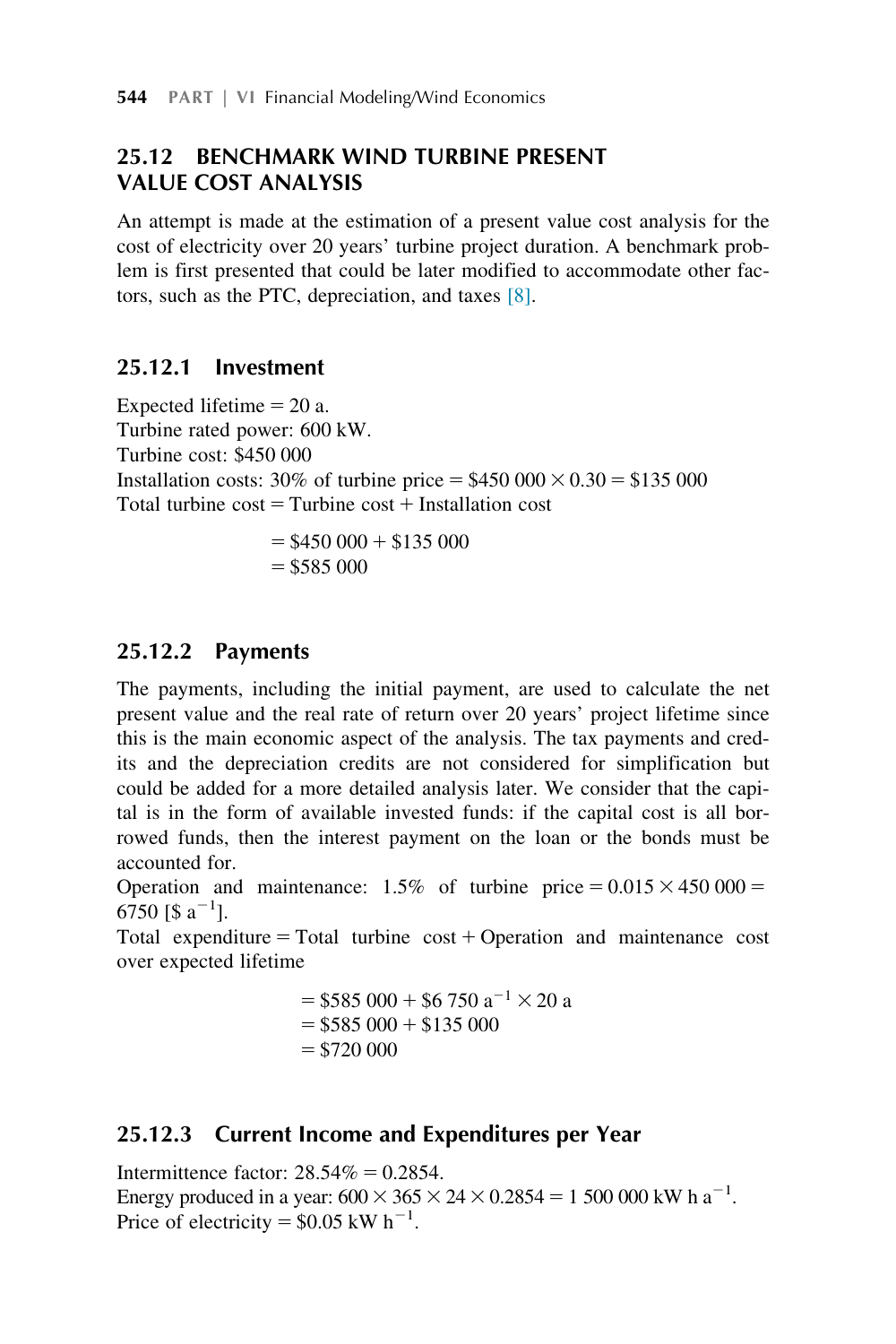## 25.12 BENCHMARK WIND TURBINE PRESENT VALUE COST ANALYSIS

An attempt is made at the estimation of a present value cost analysis for the cost of electricity over 20 years' turbine project duration. A benchmark problem is first presented that could be later modified to accommodate other factors, such as the PTC, depreciation, and taxes [8].

### 25.12.1 Investment

Expected lifetime = 20 a.
Turbine rated power: 600 kW.
Turbine cost: \$450 000
Installation costs: 30% of turbine price = \$450 000 × 0.30 = \$135 000
Total turbine cost = Turbine cost + Installation cost

$$
\begin{aligned}
&= \$450\,000 + \$135\,000 \\
&= \$585\,000
\end{aligned}
$$

### 25.12.2 Payments

The payments, including the initial payment, are used to calculate the net present value and the real rate of return over 20 years' project lifetime since this is the main economic aspect of the analysis. The tax payments and credits and the depreciation credits are not considered for simplification but could be added for a more detailed analysis later. We consider that the capital is in the form of available invested funds: if the capital cost is all borrowed funds, then the interest payment on the loan or the bonds must be accounted for.

Operation and maintenance: 1.5% of turbine price $= 0.015 \times 450\,000 = 6750$ [\$ $\text{a}^{-1}$].

Total expenditure = Total turbine cost + Operation and maintenance cost over expected lifetime

$$
\begin{aligned}
&= \$585\,000 + \$6\,750\ \text{a}^{-1} \times 20\ \text{a} \\
&= \$585\,000 + \$135\,000 \\
&= \$720\,000
\end{aligned}
$$

### 25.12.3 Current Income and Expenditures per Year

Intermittence factor: 28.54% = 0.2854.
Energy produced in a year: $600 \times 365 \times 24 \times 0.2854 = 1\,500\,000$ kW h $\text{a}^{-1}$.
Price of electricity = \$0.05 kW $\text{h}^{-1}$.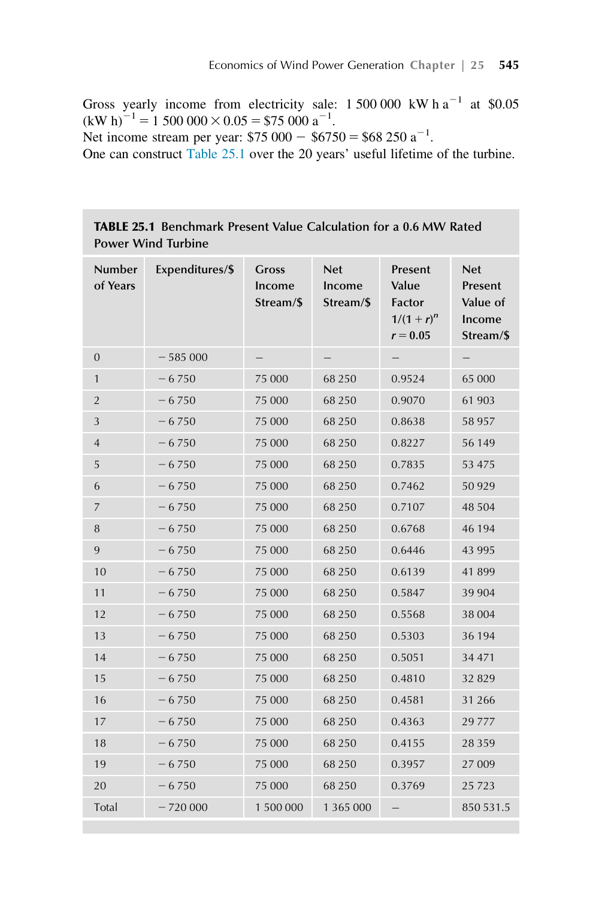Gross yearly income from electricity sale: 1 500 000 kW h $a^{-1}$ at \$0.05 $(\text{kW h})^{-1}$ = 1 500 000 × 0.05 = \$75 000 $a^{-1}$.
Net income stream per year: \$75 000 − \$6750 = \$68 250 $a^{-1}$.
One can construct Table 25.1 over the 20 years' useful lifetime of the turbine.

**TABLE 25.1 Benchmark Present Value Calculation for a 0.6 MW Rated Power Wind Turbine**

| Number of Years | Expenditures/\$ | Gross Income Stream/\$ | Net Income Stream/\$ | Present Value Factor $1/(1+r)^n$ $r = 0.05$ | Net Present Value of Income Stream/\$ |
|---|---|---|---|---|---|
| 0 | −585 000 | – | – | – | – |
| 1 | −6 750 | 75 000 | 68 250 | 0.9524 | 65 000 |
| 2 | −6 750 | 75 000 | 68 250 | 0.9070 | 61 903 |
| 3 | −6 750 | 75 000 | 68 250 | 0.8638 | 58 957 |
| 4 | −6 750 | 75 000 | 68 250 | 0.8227 | 56 149 |
| 5 | −6 750 | 75 000 | 68 250 | 0.7835 | 53 475 |
| 6 | −6 750 | 75 000 | 68 250 | 0.7462 | 50 929 |
| 7 | −6 750 | 75 000 | 68 250 | 0.7107 | 48 504 |
| 8 | −6 750 | 75 000 | 68 250 | 0.6768 | 46 194 |
| 9 | −6 750 | 75 000 | 68 250 | 0.6446 | 43 995 |
| 10 | −6 750 | 75 000 | 68 250 | 0.6139 | 41 899 |
| 11 | −6 750 | 75 000 | 68 250 | 0.5847 | 39 904 |
| 12 | −6 750 | 75 000 | 68 250 | 0.5568 | 38 004 |
| 13 | −6 750 | 75 000 | 68 250 | 0.5303 | 36 194 |
| 14 | −6 750 | 75 000 | 68 250 | 0.5051 | 34 471 |
| 15 | −6 750 | 75 000 | 68 250 | 0.4810 | 32 829 |
| 16 | −6 750 | 75 000 | 68 250 | 0.4581 | 31 266 |
| 17 | −6 750 | 75 000 | 68 250 | 0.4363 | 29 777 |
| 18 | −6 750 | 75 000 | 68 250 | 0.4155 | 28 359 |
| 19 | −6 750 | 75 000 | 68 250 | 0.3957 | 27 009 |
| 20 | −6 750 | 75 000 | 68 250 | 0.3769 | 25 723 |
| Total | −720 000 | 1 500 000 | 1 365 000 | – | 850 531.5 |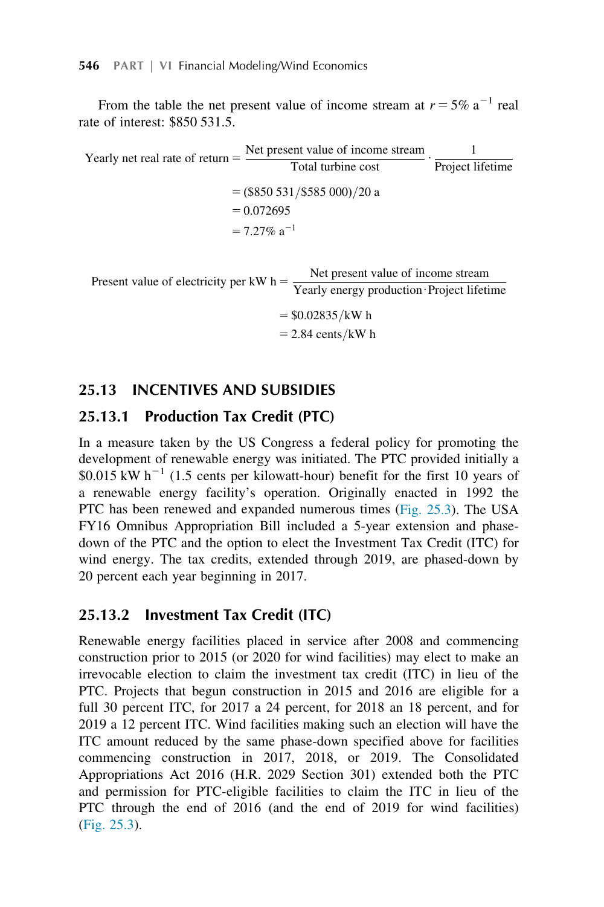From the table the net present value of income stream at $r = 5\%\ \text{a}^{-1}$ real rate of interest: \$850 531.5.

$$\text{Yearly net real rate of return} = \frac{\text{Net present value of income stream}}{\text{Total turbine cost}} \cdot \frac{1}{\text{Project lifetime}}$$

$$= (\$850\,531/\$585\,000)/20\ \text{a}$$

$$= 0.072695$$

$$= 7.27\%\ \text{a}^{-1}$$

$$\text{Present value of electricity per kW h} = \frac{\text{Net present value of income stream}}{\text{Yearly energy production} \cdot \text{Project lifetime}}$$

$$= \$0.02835/\text{kW h}$$

$$= 2.84\ \text{cents/kW h}$$

## 25.13 INCENTIVES AND SUBSIDIES

### 25.13.1 Production Tax Credit (PTC)

In a measure taken by the US Congress a federal policy for promoting the development of renewable energy was initiated. The PTC provided initially a $\$0.015\ \text{kW h}^{-1}$ (1.5 cents per kilowatt-hour) benefit for the first 10 years of a renewable energy facility's operation. Originally enacted in 1992 the PTC has been renewed and expanded numerous times (Fig. 25.3). The USA FY16 Omnibus Appropriation Bill included a 5-year extension and phase-down of the PTC and the option to elect the Investment Tax Credit (ITC) for wind energy. The tax credits, extended through 2019, are phased-down by 20 percent each year beginning in 2017.

### 25.13.2 Investment Tax Credit (ITC)

Renewable energy facilities placed in service after 2008 and commencing construction prior to 2015 (or 2020 for wind facilities) may elect to make an irrevocable election to claim the investment tax credit (ITC) in lieu of the PTC. Projects that begun construction in 2015 and 2016 are eligible for a full 30 percent ITC, for 2017 a 24 percent, for 2018 an 18 percent, and for 2019 a 12 percent ITC. Wind facilities making such an election will have the ITC amount reduced by the same phase-down specified above for facilities commencing construction in 2017, 2018, or 2019. The Consolidated Appropriations Act 2016 (H.R. 2029 Section 301) extended both the PTC and permission for PTC-eligible facilities to claim the ITC in lieu of the PTC through the end of 2016 (and the end of 2019 for wind facilities) (Fig. 25.3).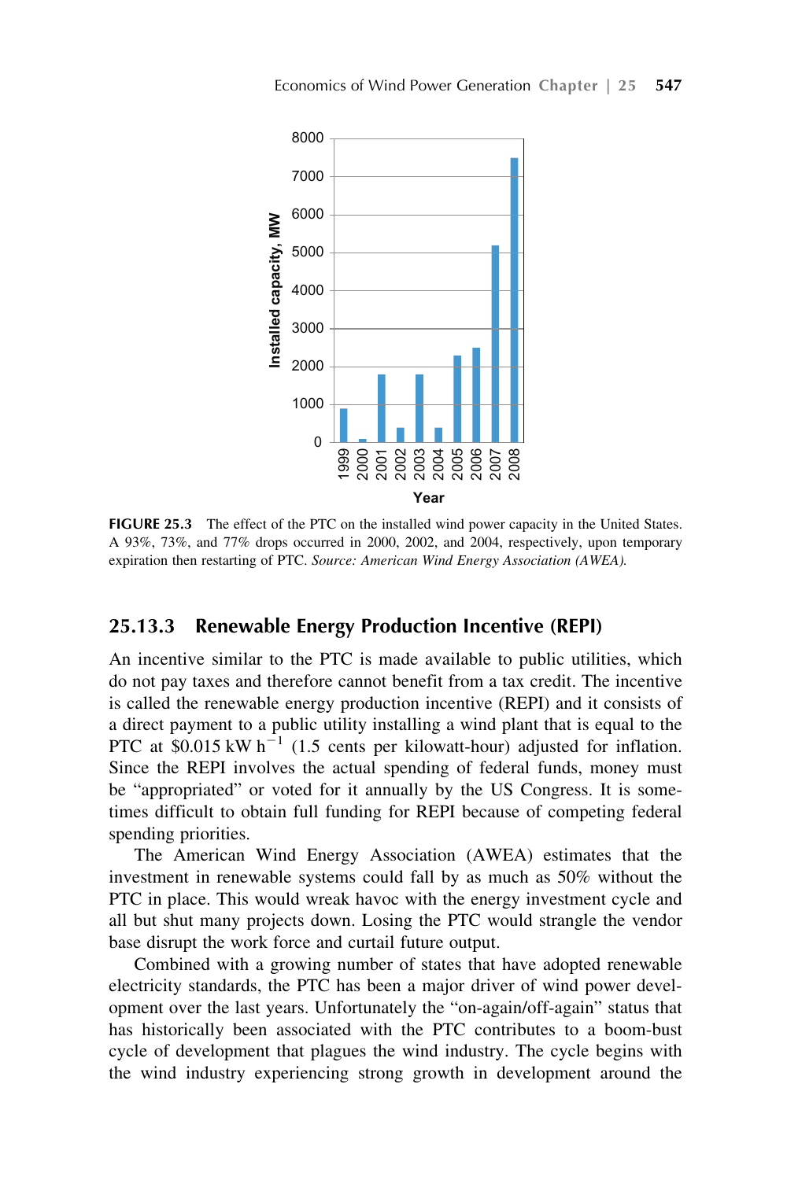FIGURE 25.3 The effect of the PTC on the installed wind power capacity in the United States. A 93%, 73%, and 77% drops occurred in 2000, 2002, and 2004, respectively, upon temporary expiration then restarting of PTC. *Source: American Wind Energy Association (AWEA).*

### 25.13.3 Renewable Energy Production Incentive (REPI)

An incentive similar to the PTC is made available to public utilities, which do not pay taxes and therefore cannot benefit from a tax credit. The incentive is called the renewable energy production incentive (REPI) and it consists of a direct payment to a public utility installing a wind plant that is equal to the PTC at \$0.015 kW $h^{-1}$ (1.5 cents per kilowatt-hour) adjusted for inflation. Since the REPI involves the actual spending of federal funds, money must be "appropriated" or voted for it annually by the US Congress. It is sometimes difficult to obtain full funding for REPI because of competing federal spending priorities.

The American Wind Energy Association (AWEA) estimates that the investment in renewable systems could fall by as much as 50% without the PTC in place. This would wreak havoc with the energy investment cycle and all but shut many projects down. Losing the PTC would strangle the vendor base disrupt the work force and curtail future output.

Combined with a growing number of states that have adopted renewable electricity standards, the PTC has been a major driver of wind power development over the last years. Unfortunately the "on-again/off-again" status that has historically been associated with the PTC contributes to a boom-bust cycle of development that plagues the wind industry. The cycle begins with the wind industry experiencing strong growth in development around the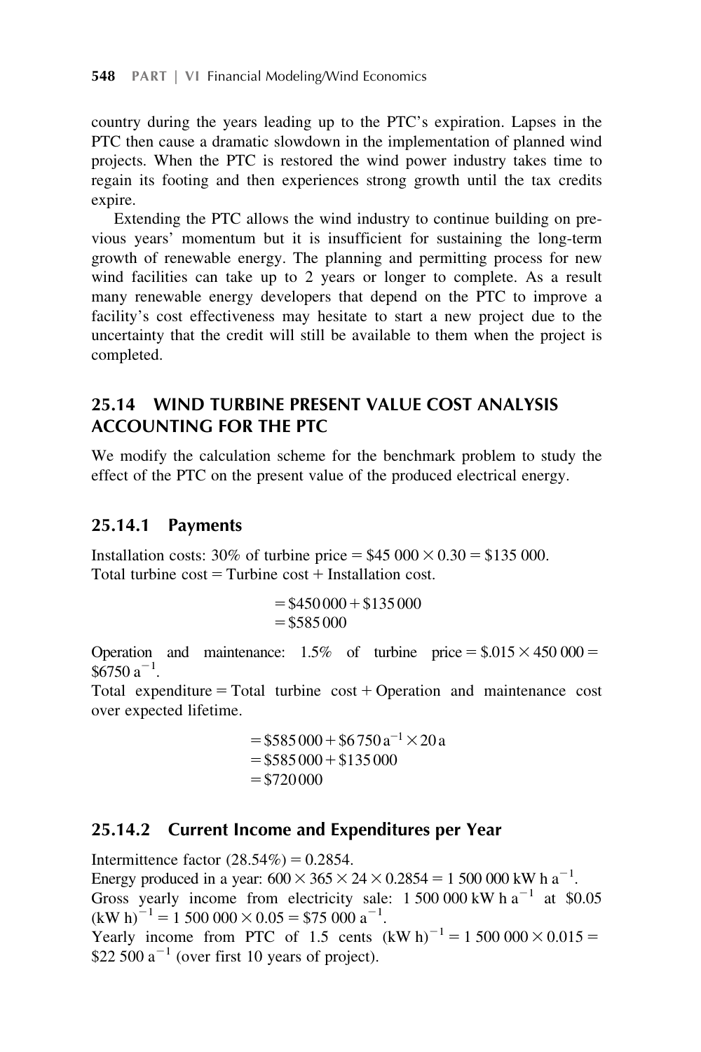country during the years leading up to the PTC's expiration. Lapses in the PTC then cause a dramatic slowdown in the implementation of planned wind projects. When the PTC is restored the wind power industry takes time to regain its footing and then experiences strong growth until the tax credits expire.

Extending the PTC allows the wind industry to continue building on previous years' momentum but it is insufficient for sustaining the long-term growth of renewable energy. The planning and permitting process for new wind facilities can take up to 2 years or longer to complete. As a result many renewable energy developers that depend on the PTC to improve a facility's cost effectiveness may hesitate to start a new project due to the uncertainty that the credit will still be available to them when the project is completed.

## 25.14 WIND TURBINE PRESENT VALUE COST ANALYSIS ACCOUNTING FOR THE PTC

We modify the calculation scheme for the benchmark problem to study the effect of the PTC on the present value of the produced electrical energy.

### 25.14.1 Payments

Installation costs: 30% of turbine price = $\$45\,000 \times 0.30 = \$135\,000$.
Total turbine cost = Turbine cost + Installation cost.

$$
\begin{aligned}
&= \$450\,000 + \$135\,000 \\
&= \$585\,000
\end{aligned}
$$

Operation and maintenance: 1.5% of turbine price = $\$.015 \times 450\,000 = \$6750\ \mathrm{a}^{-1}$.
Total expenditure = Total turbine cost + Operation and maintenance cost over expected lifetime.

$$
\begin{aligned}
&= \$585\,000 + \$6\,750\,\mathrm{a}^{-1} \times 20\,\mathrm{a} \\
&= \$585\,000 + \$135\,000 \\
&= \$720\,000
\end{aligned}
$$

### 25.14.2 Current Income and Expenditures per Year

Intermittence factor (28.54%) = 0.2854.
Energy produced in a year: $600 \times 365 \times 24 \times 0.2854 = 1\,500\,000\ \mathrm{kW\,h\,a}^{-1}$.
Gross yearly income from electricity sale: $1\,500\,000\ \mathrm{kW\,h\,a}^{-1}$ at $\$0.05\ (\mathrm{kW\,h})^{-1} = 1\,500\,000 \times 0.05 = \$75\,000\ \mathrm{a}^{-1}$.
Yearly income from PTC of 1.5 cents $(\mathrm{kW\,h})^{-1} = 1\,500\,000 \times 0.015 = \$22\,500\ \mathrm{a}^{-1}$ (over first 10 years of project).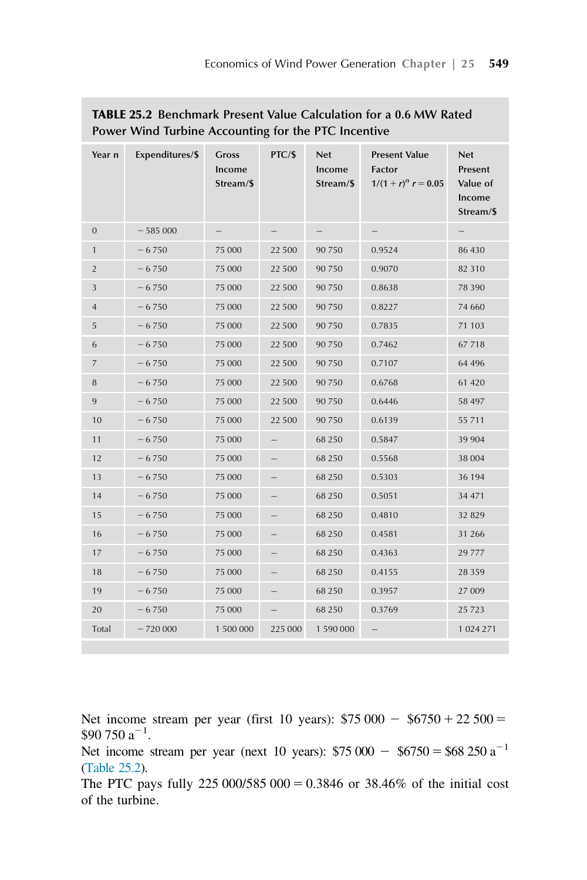**TABLE 25.2 Benchmark Present Value Calculation for a 0.6 MW Rated Power Wind Turbine Accounting for the PTC Incentive**

| Year n | Expenditures/$ | Gross Income Stream/$ | PTC/$ | Net Income Stream/$ | Present Value Factor $1/(1+r)^n$ $r = 0.05$ | Net Present Value of Income Stream/$ |
|---|---|---|---|---|---|---|
| 0 | − 585 000 | – | – | – | – | – |
| 1 | − 6 750 | 75 000 | 22 500 | 90 750 | 0.9524 | 86 430 |
| 2 | − 6 750 | 75 000 | 22 500 | 90 750 | 0.9070 | 82 310 |
| 3 | − 6 750 | 75 000 | 22 500 | 90 750 | 0.8638 | 78 390 |
| 4 | − 6 750 | 75 000 | 22 500 | 90 750 | 0.8227 | 74 660 |
| 5 | − 6 750 | 75 000 | 22 500 | 90 750 | 0.7835 | 71 103 |
| 6 | − 6 750 | 75 000 | 22 500 | 90 750 | 0.7462 | 67 718 |
| 7 | − 6 750 | 75 000 | 22 500 | 90 750 | 0.7107 | 64 496 |
| 8 | − 6 750 | 75 000 | 22 500 | 90 750 | 0.6768 | 61 420 |
| 9 | − 6 750 | 75 000 | 22 500 | 90 750 | 0.6446 | 58 497 |
| 10 | − 6 750 | 75 000 | 22 500 | 90 750 | 0.6139 | 55 711 |
| 11 | − 6 750 | 75 000 | – | 68 250 | 0.5847 | 39 904 |
| 12 | − 6 750 | 75 000 | – | 68 250 | 0.5568 | 38 004 |
| 13 | − 6 750 | 75 000 | – | 68 250 | 0.5303 | 36 194 |
| 14 | − 6 750 | 75 000 | – | 68 250 | 0.5051 | 34 471 |
| 15 | − 6 750 | 75 000 | – | 68 250 | 0.4810 | 32 829 |
| 16 | − 6 750 | 75 000 | – | 68 250 | 0.4581 | 31 266 |
| 17 | − 6 750 | 75 000 | – | 68 250 | 0.4363 | 29 777 |
| 18 | − 6 750 | 75 000 | – | 68 250 | 0.4155 | 28 359 |
| 19 | − 6 750 | 75 000 | – | 68 250 | 0.3957 | 27 009 |
| 20 | − 6 750 | 75 000 | – | 68 250 | 0.3769 | 25 723 |
| Total | − 720 000 | 1 500 000 | 225 000 | 1 590 000 | – | 1 024 271 |

Net income stream per year (first 10 years): \$75 000 − \$6750 + 22 500 = \$90 750 $a^{-1}$.
Net income stream per year (next 10 years): \$75 000 − \$6750 = \$68 250 $a^{-1}$ (Table 25.2).
The PTC pays fully 225 000/585 000 = 0.3846 or 38.46% of the initial cost of the turbine.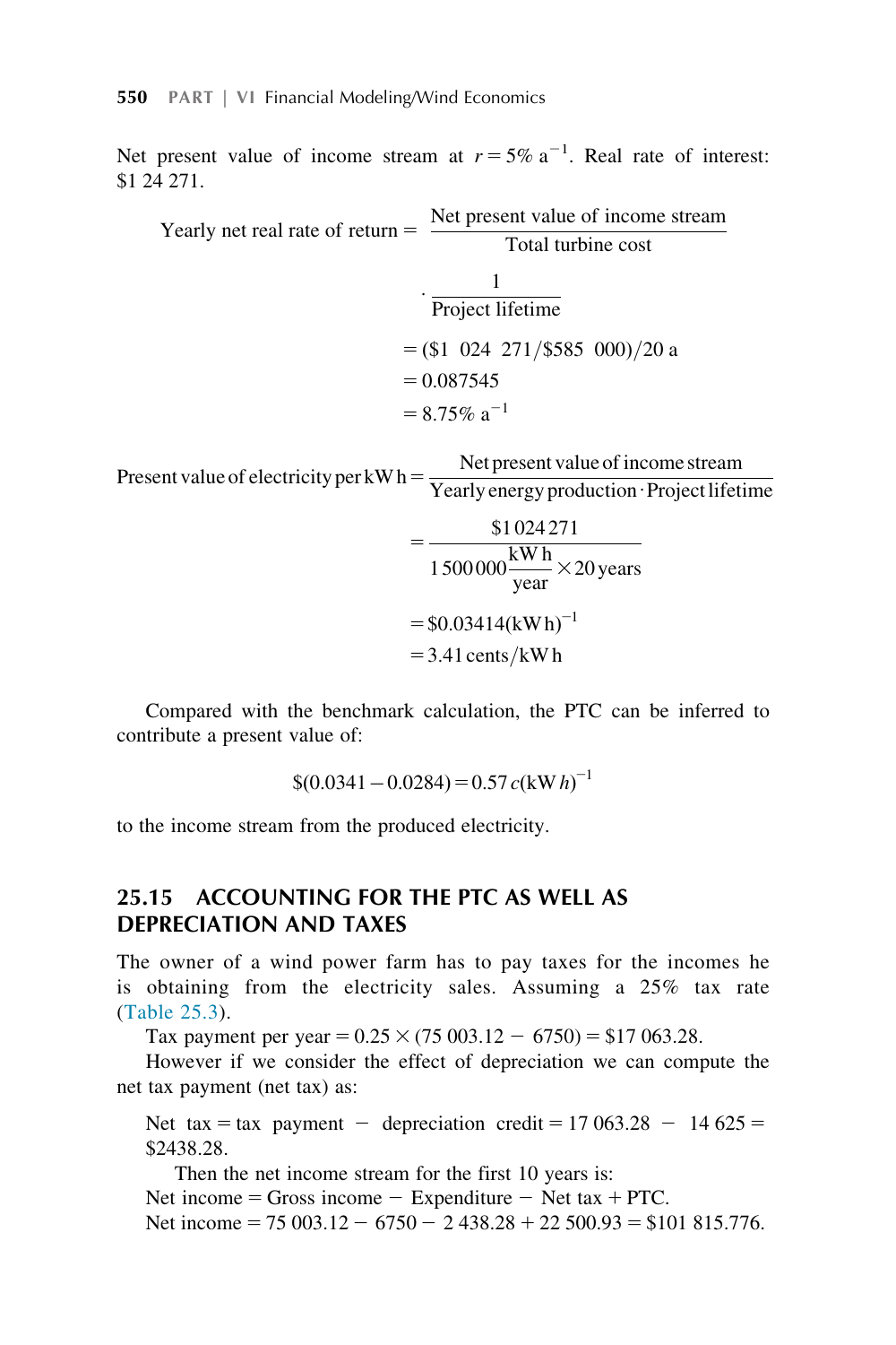Net present value of income stream at $r = 5\%\ \mathrm{a}^{-1}$. Real rate of interest: \$1 24 271.

$$\text{Yearly net real rate of return} = \frac{\text{Net present value of income stream}}{\text{Total turbine cost}} \cdot \frac{1}{\text{Project lifetime}}$$

$$= (\$1\ \ 024\ \ 271/\$585\ \ 000)/20\ \mathrm{a}$$

$$= 0.087545$$

$$= 8.75\%\ \mathrm{a}^{-1}$$

$$\text{Present value of electricity per kW h} = \frac{\text{Net present value of income stream}}{\text{Yearly energy production} \cdot \text{Project lifetime}}$$

$$= \frac{\$1\,024\,271}{1\,500\,000 \dfrac{\text{kW h}}{\text{year}} \times 20\,\text{years}}$$

$$= \$0.03414(\text{kW h})^{-1}$$

$$= 3.41\,\text{cents/kW h}$$

Compared with the benchmark calculation, the PTC can be inferred to contribute a present value of:

$$\$(0.0341 - 0.0284) = 0.57\,c(\text{kW}\,h)^{-1}$$

to the income stream from the produced electricity.

## 25.15 ACCOUNTING FOR THE PTC AS WELL AS DEPRECIATION AND TAXES

The owner of a wind power farm has to pay taxes for the incomes he is obtaining from the electricity sales. Assuming a 25% tax rate (Table 25.3).

Tax payment per year = 0.25 × (75 003.12 − 6750) = \$17 063.28.

However if we consider the effect of depreciation we can compute the net tax payment (net tax) as:

Net tax = tax payment − depreciation credit = 17 063.28 − 14 625 = \$2438.28.

Then the net income stream for the first 10 years is:

Net income = Gross income − Expenditure − Net tax + PTC.

Net income = 75 003.12 − 6750 − 2 438.28 + 22 500.93 = \$101 815.776.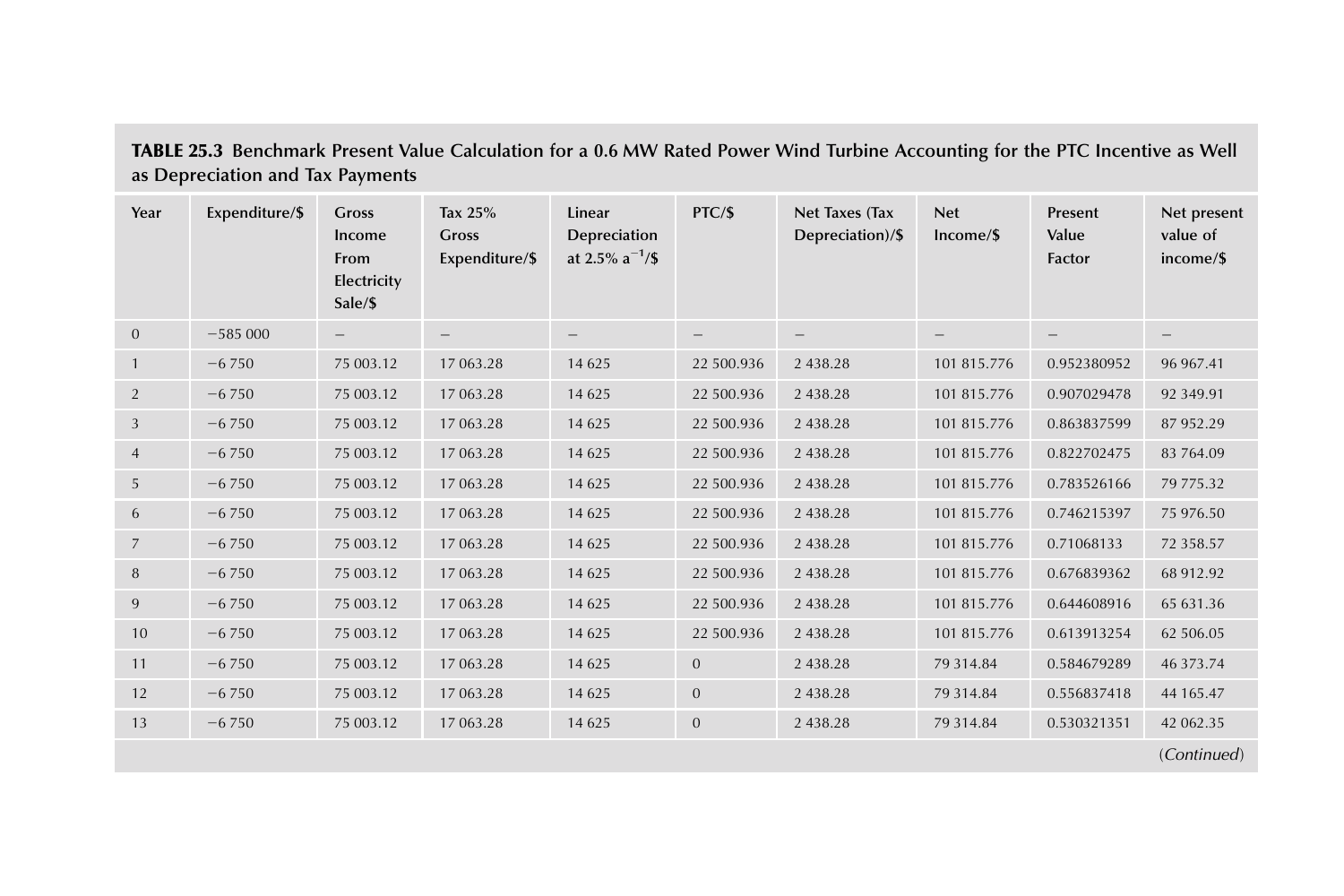**TABLE 25.3** **Benchmark Present Value Calculation for a 0.6 MW Rated Power Wind Turbine Accounting for the PTC Incentive as Well as Depreciation and Tax Payments**

| Year | Expenditure/$ | Gross Income From Electricity Sale/$ | Tax 25% Gross Expenditure/$ | Linear Depreciation at 2.5% $a^{-1}$/$ | PTC/$ | Net Taxes (Tax Depreciation)/$ | Net Income/$ | Present Value Factor | Net present value of income/$ |
|---|---|---|---|---|---|---|---|---|---|
| 0 | −585 000 | – | – | – | – | – | – | – | – |
| 1 | −6 750 | 75 003.12 | 17 063.28 | 14 625 | 22 500.936 | 2 438.28 | 101 815.776 | 0.952380952 | 96 967.41 |
| 2 | −6 750 | 75 003.12 | 17 063.28 | 14 625 | 22 500.936 | 2 438.28 | 101 815.776 | 0.907029478 | 92 349.91 |
| 3 | −6 750 | 75 003.12 | 17 063.28 | 14 625 | 22 500.936 | 2 438.28 | 101 815.776 | 0.863837599 | 87 952.29 |
| 4 | −6 750 | 75 003.12 | 17 063.28 | 14 625 | 22 500.936 | 2 438.28 | 101 815.776 | 0.822702475 | 83 764.09 |
| 5 | −6 750 | 75 003.12 | 17 063.28 | 14 625 | 22 500.936 | 2 438.28 | 101 815.776 | 0.783526166 | 79 775.32 |
| 6 | −6 750 | 75 003.12 | 17 063.28 | 14 625 | 22 500.936 | 2 438.28 | 101 815.776 | 0.746215397 | 75 976.50 |
| 7 | −6 750 | 75 003.12 | 17 063.28 | 14 625 | 22 500.936 | 2 438.28 | 101 815.776 | 0.71068133 | 72 358.57 |
| 8 | −6 750 | 75 003.12 | 17 063.28 | 14 625 | 22 500.936 | 2 438.28 | 101 815.776 | 0.676839362 | 68 912.92 |
| 9 | −6 750 | 75 003.12 | 17 063.28 | 14 625 | 22 500.936 | 2 438.28 | 101 815.776 | 0.644608916 | 65 631.36 |
| 10 | −6 750 | 75 003.12 | 17 063.28 | 14 625 | 22 500.936 | 2 438.28 | 101 815.776 | 0.613913254 | 62 506.05 |
| 11 | −6 750 | 75 003.12 | 17 063.28 | 14 625 | 0 | 2 438.28 | 79 314.84 | 0.584679289 | 46 373.74 |
| 12 | −6 750 | 75 003.12 | 17 063.28 | 14 625 | 0 | 2 438.28 | 79 314.84 | 0.556837418 | 44 165.47 |
| 13 | −6 750 | 75 003.12 | 17 063.28 | 14 625 | 0 | 2 438.28 | 79 314.84 | 0.530321351 | 42 062.35 |

*(Continued)*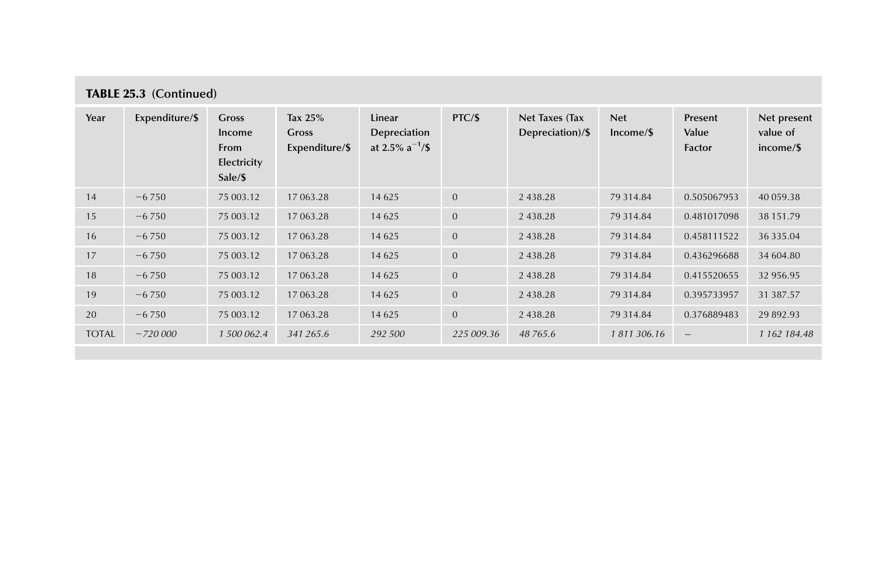**TABLE 25.3** (Continued)

| Year | Expenditure/$ | Gross Income From Electricity Sale/$ | Tax 25% Gross Expenditure/$ | Linear Depreciation at 2.5% $a^{-1}$/$ | PTC/$ | Net Taxes (Tax Depreciation)/$ | Net Income/$ | Present Value Factor | Net present value of income/$ |
|---|---|---|---|---|---|---|---|---|---|
| 14 | −6 750 | 75 003.12 | 17 063.28 | 14 625 | 0 | 2 438.28 | 79 314.84 | 0.505067953 | 40 059.38 |
| 15 | −6 750 | 75 003.12 | 17 063.28 | 14 625 | 0 | 2 438.28 | 79 314.84 | 0.481017098 | 38 151.79 |
| 16 | −6 750 | 75 003.12 | 17 063.28 | 14 625 | 0 | 2 438.28 | 79 314.84 | 0.458111522 | 36 335.04 |
| 17 | −6 750 | 75 003.12 | 17 063.28 | 14 625 | 0 | 2 438.28 | 79 314.84 | 0.436296688 | 34 604.80 |
| 18 | −6 750 | 75 003.12 | 17 063.28 | 14 625 | 0 | 2 438.28 | 79 314.84 | 0.415520655 | 32 956.95 |
| 19 | −6 750 | 75 003.12 | 17 063.28 | 14 625 | 0 | 2 438.28 | 79 314.84 | 0.395733957 | 31 387.57 |
| 20 | −6 750 | 75 003.12 | 17 063.28 | 14 625 | 0 | 2 438.28 | 79 314.84 | 0.376889483 | 29 892.93 |
| TOTAL | *−720 000* | *1 500 062.4* | *341 265.6* | *292 500* | *225 009.36* | *48 765.6* | *1 811 306.16* | – | *1 162 184.48* |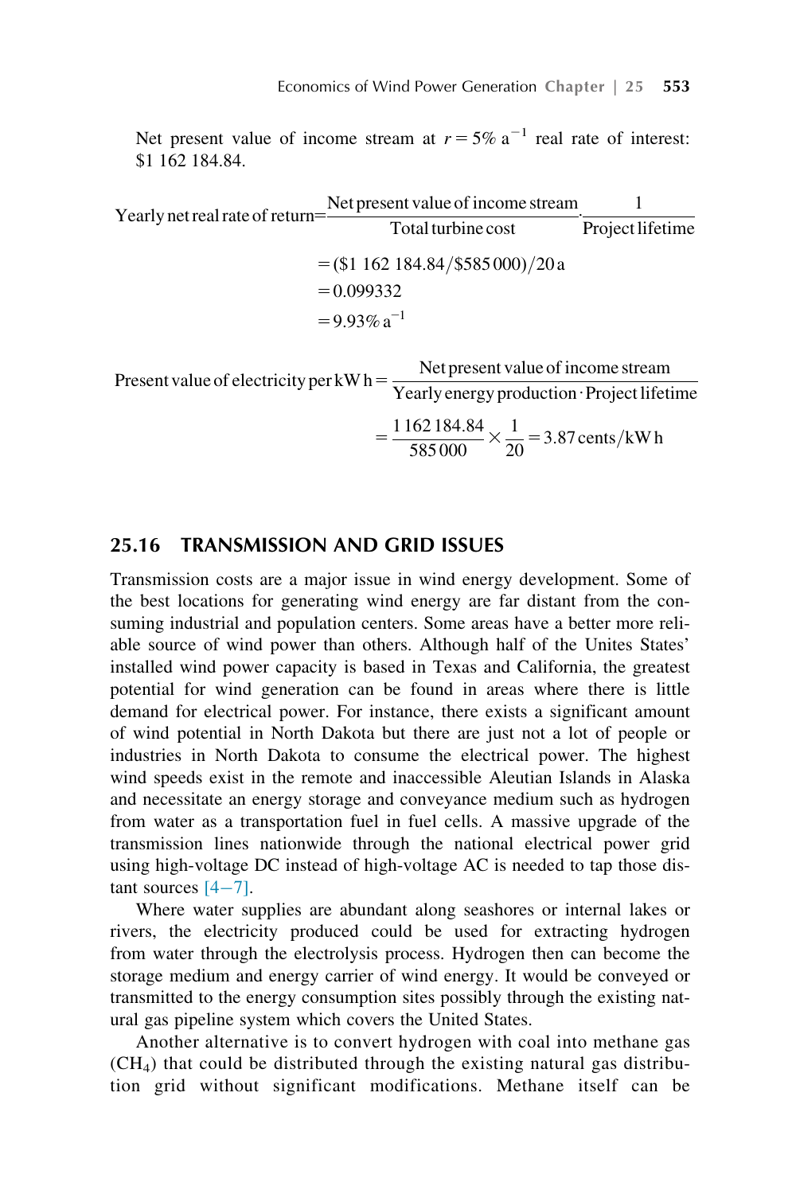Net present value of income stream at $r = 5\%\ \text{a}^{-1}$ real rate of interest: \$1 162 184.84.

$$\text{Yearly net real rate of return} = \frac{\text{Net present value of income stream}}{\text{Total turbine cost}} \cdot \frac{1}{\text{Project lifetime}}$$

$$= (\$1\ 162\ 184.84/\$585\,000)/20\,\text{a}$$

$$= 0.099332$$

$$= 9.93\%\ \text{a}^{-1}$$

$$\text{Present value of electricity per kW h} = \frac{\text{Net present value of income stream}}{\text{Yearly energy production} \cdot \text{Project lifetime}}$$

$$= \frac{1\,162\,184.84}{585\,000} \times \frac{1}{20} = 3.87\ \text{cents/kW h}$$

## 25.16 TRANSMISSION AND GRID ISSUES

Transmission costs are a major issue in wind energy development. Some of the best locations for generating wind energy are far distant from the consuming industrial and population centers. Some areas have a better more reliable source of wind power than others. Although half of the Unites States' installed wind power capacity is based in Texas and California, the greatest potential for wind generation can be found in areas where there is little demand for electrical power. For instance, there exists a significant amount of wind potential in North Dakota but there are just not a lot of people or industries in North Dakota to consume the electrical power. The highest wind speeds exist in the remote and inaccessible Aleutian Islands in Alaska and necessitate an energy storage and conveyance medium such as hydrogen from water as a transportation fuel in fuel cells. A massive upgrade of the transmission lines nationwide through the national electrical power grid using high-voltage DC instead of high-voltage AC is needed to tap those distant sources [4−7].

Where water supplies are abundant along seashores or internal lakes or rivers, the electricity produced could be used for extracting hydrogen from water through the electrolysis process. Hydrogen then can become the storage medium and energy carrier of wind energy. It would be conveyed or transmitted to the energy consumption sites possibly through the existing natural gas pipeline system which covers the United States.

Another alternative is to convert hydrogen with coal into methane gas ($CH_4$) that could be distributed through the existing natural gas distribution grid without significant modifications. Methane itself can be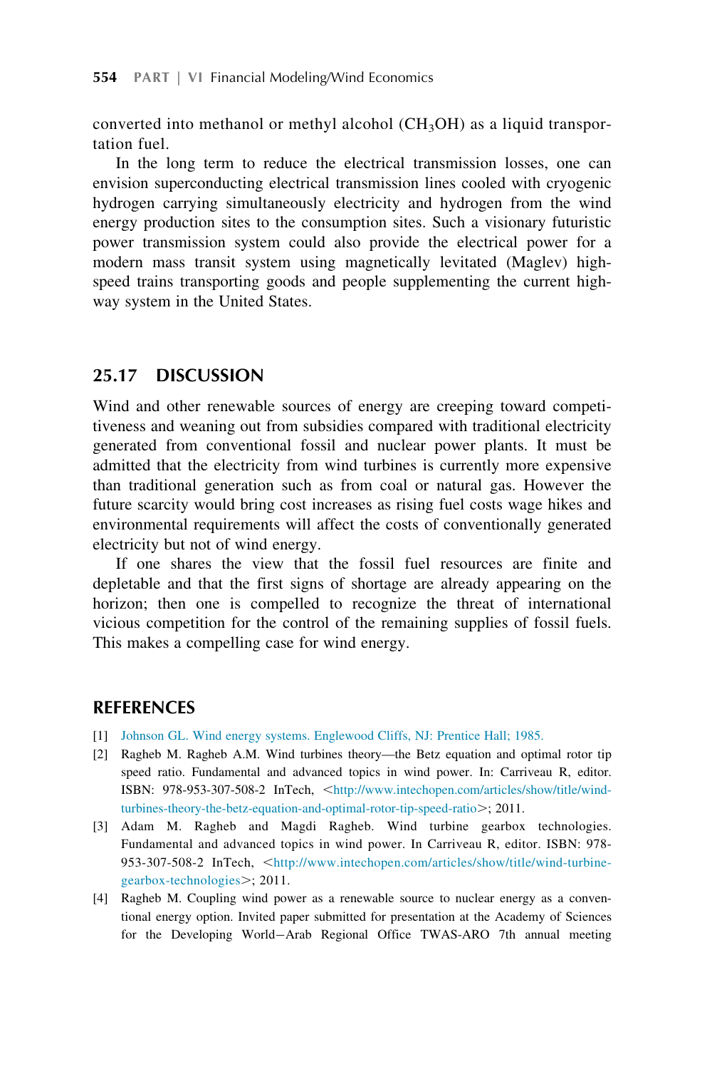converted into methanol or methyl alcohol ($CH_3OH$) as a liquid transportation fuel.

In the long term to reduce the electrical transmission losses, one can envision superconducting electrical transmission lines cooled with cryogenic hydrogen carrying simultaneously electricity and hydrogen from the wind energy production sites to the consumption sites. Such a visionary futuristic power transmission system could also provide the electrical power for a modern mass transit system using magnetically levitated (Maglev) high-speed trains transporting goods and people supplementing the current highway system in the United States.

## 25.17 DISCUSSION

Wind and other renewable sources of energy are creeping toward competitiveness and weaning out from subsidies compared with traditional electricity generated from conventional fossil and nuclear power plants. It must be admitted that the electricity from wind turbines is currently more expensive than traditional generation such as from coal or natural gas. However the future scarcity would bring cost increases as rising fuel costs wage hikes and environmental requirements will affect the costs of conventionally generated electricity but not of wind energy.

If one shares the view that the fossil fuel resources are finite and depletable and that the first signs of shortage are already appearing on the horizon; then one is compelled to recognize the threat of international vicious competition for the control of the remaining supplies of fossil fuels. This makes a compelling case for wind energy.

## REFERENCES

[1] Johnson GL. Wind energy systems. Englewood Cliffs, NJ: Prentice Hall; 1985.

[2] Ragheb M. Ragheb A.M. Wind turbines theory—the Betz equation and optimal rotor tip speed ratio. Fundamental and advanced topics in wind power. In: Carriveau R, editor. ISBN: 978-953-307-508-2 InTech, <http://www.intechopen.com/articles/show/title/wind-turbines-theory-the-betz-equation-and-optimal-rotor-tip-speed-ratio>; 2011.

[3] Adam M. Ragheb and Magdi Ragheb. Wind turbine gearbox technologies. Fundamental and advanced topics in wind power. In Carriveau R, editor. ISBN: 978-953-307-508-2 InTech, <http://www.intechopen.com/articles/show/title/wind-turbine-gearbox-technologies>; 2011.

[4] Ragheb M. Coupling wind power as a renewable source to nuclear energy as a conventional energy option. Invited paper submitted for presentation at the Academy of Sciences for the Developing World−Arab Regional Office TWAS-ARO 7th annual meeting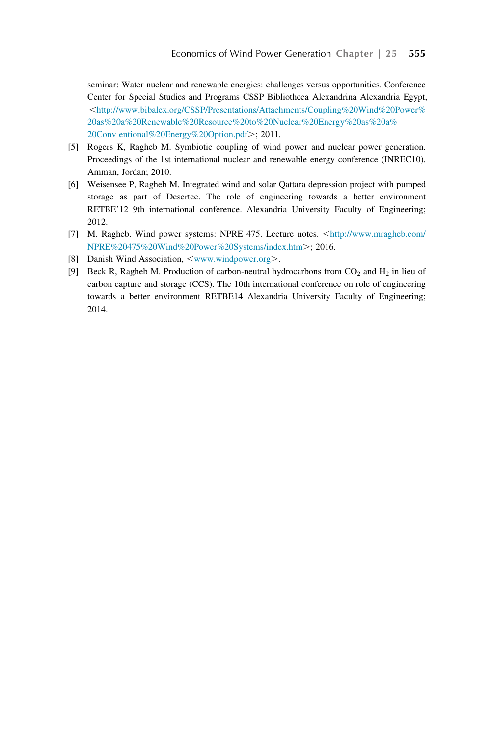seminar: Water nuclear and renewable energies: challenges versus opportunities. Conference Center for Special Studies and Programs CSSP Bibliotheca Alexandrina Alexandria Egypt, <http://www.bibalex.org/CSSP/Presentations/Attachments/Coupling%20Wind%20Power%20as%20a%20Renewable%20Resource%20to%20Nuclear%20Energy%20as%20a%20Conv entional%20Energy%20Option.pdf>; 2011.

[5] Rogers K, Ragheb M. Symbiotic coupling of wind power and nuclear power generation. Proceedings of the 1st international nuclear and renewable energy conference (INREC10). Amman, Jordan; 2010.

[6] Weisensee P, Ragheb M. Integrated wind and solar Qattara depression project with pumped storage as part of Desertec. The role of engineering towards a better environment RETBE'12 9th international conference. Alexandria University Faculty of Engineering; 2012.

[7] M. Ragheb. Wind power systems: NPRE 475. Lecture notes. <http://www.mragheb.com/NPRE%20475%20Wind%20Power%20Systems/index.htm>; 2016.

[8] Danish Wind Association, <www.windpower.org>.

[9] Beck R, Ragheb M. Production of carbon-neutral hydrocarbons from $CO_2$ and $H_2$ in lieu of carbon capture and storage (CCS). The 10th international conference on role of engineering towards a better environment RETBE14 Alexandria University Faculty of Engineering; 2014.